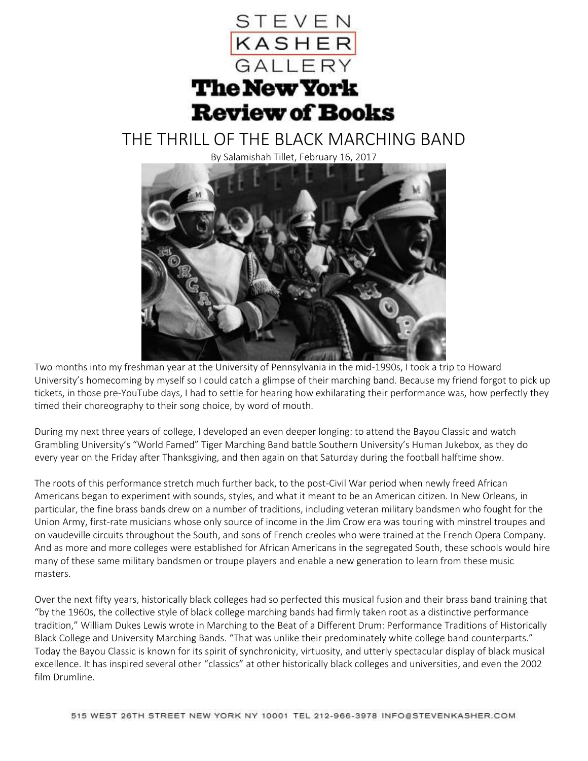STEVEN KASHER GALLERY

**The New York Review of Books**

# THE THRILL OF THE BLACK MARCHING BAND

By Salamishah Tillet, February 16, 2017

Two months into my freshman year at the University of Pennsylvania in the mid-1990s, I took a trip to Howard University's homecoming by myself so I could catch a glimpse of their marching band. Because my friend forgot to pick up tickets, in those pre-YouTube days, I had to settle for hearing how exhilarating their performance was, how perfectly they timed their choreography to their song choice, by word of mouth.

During my next three years of college, I developed an even deeper longing: to attend the Bayou Classic and watch Grambling University's "World Famed" Tiger Marching Band battle Southern University's Human Jukebox, as they do every year on the Friday after Thanksgiving, and then again on that Saturday during the football halftime show.

The roots of this performance stretch much further back, to the post-Civil War period when newly freed African Americans began to experiment with sounds, styles, and what it meant to be an American citizen. In New Orleans, in particular, the fine brass bands drew on a number of traditions, including veteran military bandsmen who fought for the Union Army, first-rate musicians whose only source of income in the Jim Crow era was touring with minstrel troupes and on vaudeville circuits throughout the South, and sons of French creoles who were trained at the French Opera Company. And as more and more colleges were established for African Americans in the segregated South, these schools would hire many of these same military bandsmen or troupe players and enable a new generation to learn from these music masters.

Over the next fifty years, historically black colleges had so perfected this musical fusion and their brass band training that "by the 1960s, the collective style of black college marching bands had firmly taken root as a distinctive performance tradition," William Dukes Lewis wrote in Marching to the Beat of a Different Drum: Performance Traditions of Historically Black College and University Marching Bands. "That was unlike their predominately white college band counterparts." Today the Bayou Classic is known for its spirit of synchronicity, virtuosity, and utterly spectacular display of black musical excellence. It has inspired several other "classics" at other historically black colleges and universities, and even the 2002 film Drumline.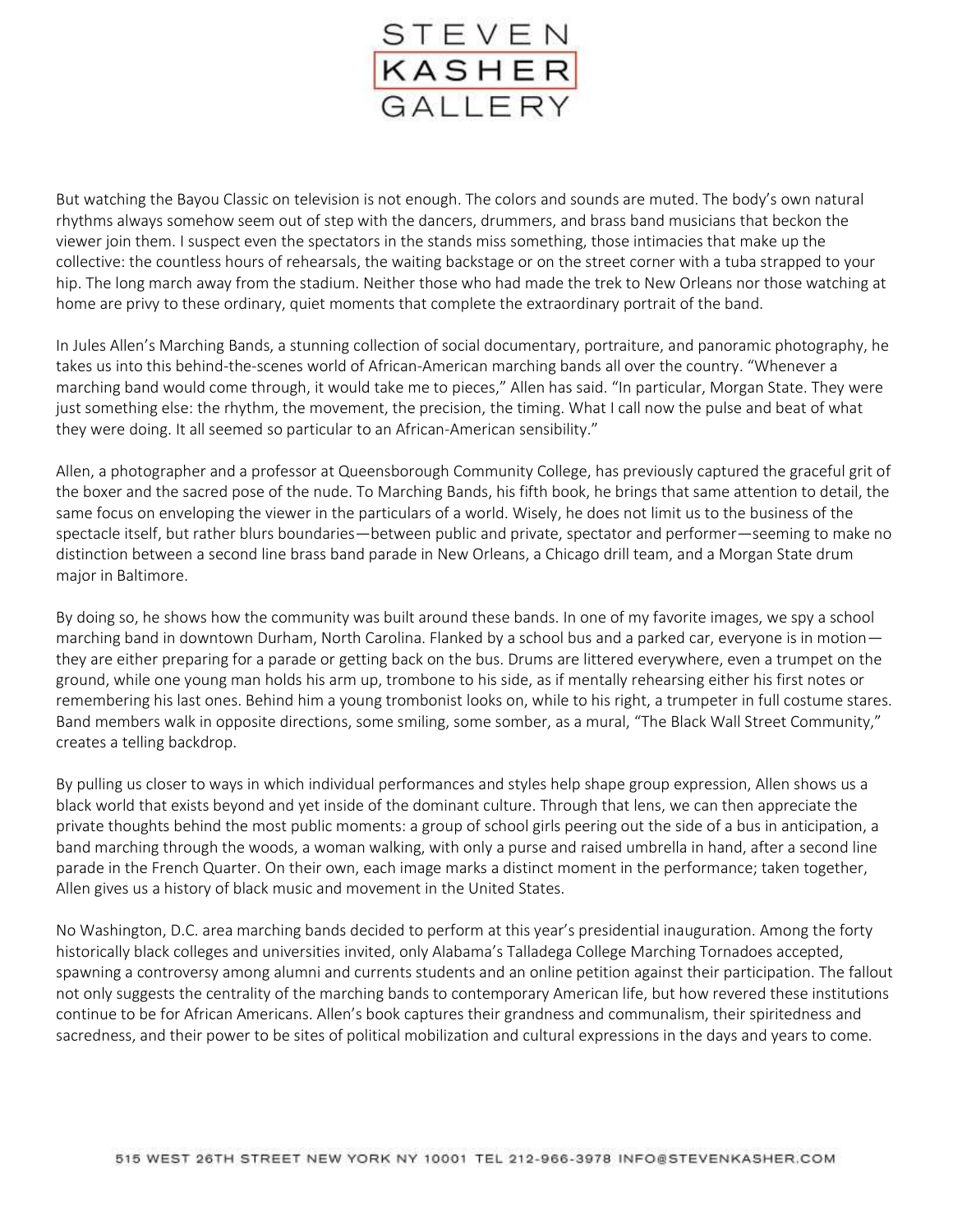But watching the Bayou Classic on television is not enough. The colors and sounds are muted. The body's own natural rhythms always somehow seem out of step with the dancers, drummers, and brass band musicians that beckon the viewer join them. I suspect even the spectators in the stands miss something, those intimacies that make up the collective: the countless hours of rehearsals, the waiting backstage or on the street corner with a tuba strapped to your hip. The long march away from the stadium. Neither those who had made the trek to New Orleans nor those watching at home are privy to these ordinary, quiet moments that complete the extraordinary portrait of the band.

In Jules Allen's Marching Bands, a stunning collection of social documentary, portraiture, and panoramic photography, he takes us into this behind-the-scenes world of African-American marching bands all over the country. "Whenever a marching band would come through, it would take me to pieces," Allen has said. "In particular, Morgan State. They were just something else: the rhythm, the movement, the precision, the timing. What I call now the pulse and beat of what they were doing. It all seemed so particular to an African-American sensibility."

Allen, a photographer and a professor at Queensborough Community College, has previously captured the graceful grit of the boxer and the sacred pose of the nude. To Marching Bands, his fifth book, he brings that same attention to detail, the same focus on enveloping the viewer in the particulars of a world. Wisely, he does not limit us to the business of the spectacle itself, but rather blurs boundaries—between public and private, spectator and performer—seeming to make no distinction between a second line brass band parade in New Orleans, a Chicago drill team, and a Morgan State drum major in Baltimore.

By doing so, he shows how the community was built around these bands. In one of my favorite images, we spy a school marching band in downtown Durham, North Carolina. Flanked by a school bus and a parked car, everyone is in motion—they are either preparing for a parade or getting back on the bus. Drums are littered everywhere, even a trumpet on the ground, while one young man holds his arm up, trombone to his side, as if mentally rehearsing either his first notes or remembering his last ones. Behind him a young trombonist looks on, while to his right, a trumpeter in full costume stares. Band members walk in opposite directions, some smiling, some somber, as a mural, "The Black Wall Street Community," creates a telling backdrop.

By pulling us closer to ways in which individual performances and styles help shape group expression, Allen shows us a black world that exists beyond and yet inside of the dominant culture. Through that lens, we can then appreciate the private thoughts behind the most public moments: a group of school girls peering out the side of a bus in anticipation, a band marching through the woods, a woman walking, with only a purse and raised umbrella in hand, after a second line parade in the French Quarter. On their own, each image marks a distinct moment in the performance; taken together, Allen gives us a history of black music and movement in the United States.

No Washington, D.C. area marching bands decided to perform at this year's presidential inauguration. Among the forty historically black colleges and universities invited, only Alabama's Talladega College Marching Tornadoes accepted, spawning a controversy among alumni and currents students and an online petition against their participation. The fallout not only suggests the centrality of the marching bands to contemporary American life, but how revered these institutions continue to be for African Americans. Allen's book captures their grandness and communalism, their spiritedness and sacredness, and their power to be sites of political mobilization and cultural expressions in the days and years to come.